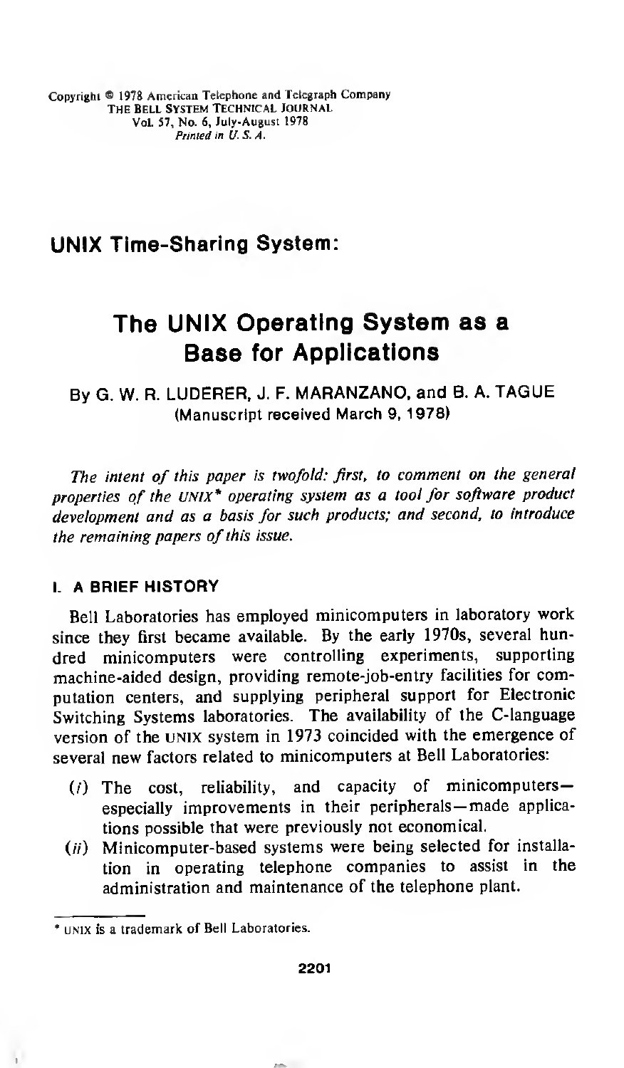Copyright © 1978 American Telephone and Telegraph Company
THE BELL SYSTEM TECHNICAL JOURNAL
Vol. 57, No. 6, July-August 1978
*Printed in U. S. A.*

## UNIX Time-Sharing System:

# The UNIX Operating System as a Base for Applications

By G. W. R. LUDERER, J. F. MARANZANO, and B. A. TAGUE
(Manuscript received March 9, 1978)

*The intent of this paper is twofold: first, to comment on the general properties of the UNIX\* operating system as a tool for software product development and as a basis for such products; and second, to introduce the remaining papers of this issue.*

### I. A BRIEF HISTORY

Bell Laboratories has employed minicomputers in laboratory work since they first became available. By the early 1970s, several hundred minicomputers were controlling experiments, supporting machine-aided design, providing remote-job-entry facilities for computation centers, and supplying peripheral support for Electronic Switching Systems laboratories. The availability of the C-language version of the UNIX system in 1973 coincided with the emergence of several new factors related to minicomputers at Bell Laboratories:

(*i*) The cost, reliability, and capacity of minicomputers—especially improvements in their peripherals—made applications possible that were previously not economical.

(*ii*) Minicomputer-based systems were being selected for installation in operating telephone companies to assist in the administration and maintenance of the telephone plant.

\* UNIX is a trademark of Bell Laboratories.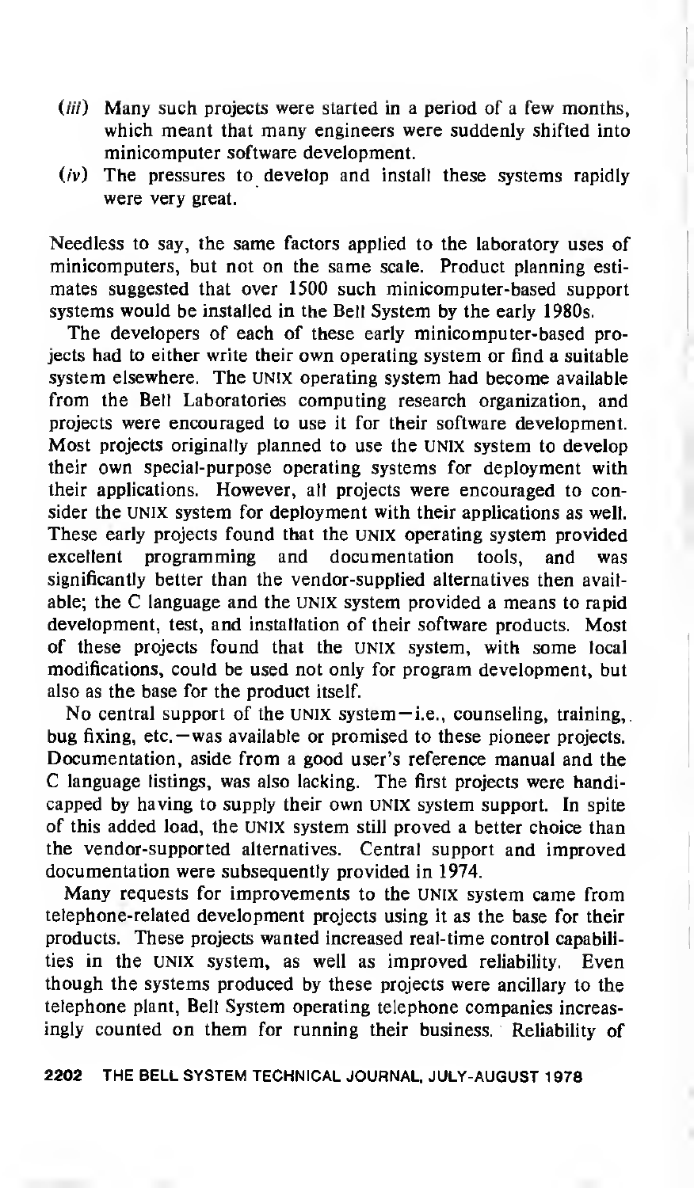(*iii*) Many such projects were started in a period of a few months, which meant that many engineers were suddenly shifted into minicomputer software development.

(*iv*) The pressures to develop and install these systems rapidly were very great.

Needless to say, the same factors applied to the laboratory uses of minicomputers, but not on the same scale. Product planning estimates suggested that over 1500 such minicomputer-based support systems would be installed in the Bell System by the early 1980s.

The developers of each of these early minicomputer-based projects had to either write their own operating system or find a suitable system elsewhere. The UNIX operating system had become available from the Bell Laboratories computing research organization, and projects were encouraged to use it for their software development. Most projects originally planned to use the UNIX system to develop their own special-purpose operating systems for deployment with their applications. However, all projects were encouraged to consider the UNIX system for deployment with their applications as well. These early projects found that the UNIX operating system provided excellent programming and documentation tools, and was significantly better than the vendor-supplied alternatives then available; the C language and the UNIX system provided a means to rapid development, test, and installation of their software products. Most of these projects found that the UNIX system, with some local modifications, could be used not only for program development, but also as the base for the product itself.

No central support of the UNIX system—i.e., counseling, training, bug fixing, etc.—was available or promised to these pioneer projects. Documentation, aside from a good user's reference manual and the C language listings, was also lacking. The first projects were handicapped by having to supply their own UNIX system support. In spite of this added load, the UNIX system still proved a better choice than the vendor-supported alternatives. Central support and improved documentation were subsequently provided in 1974.

Many requests for improvements to the UNIX system came from telephone-related development projects using it as the base for their products. These projects wanted increased real-time control capabilities in the UNIX system, as well as improved reliability. Even though the systems produced by these projects were ancillary to the telephone plant, Bell System operating telephone companies increasingly counted on them for running their business. Reliability of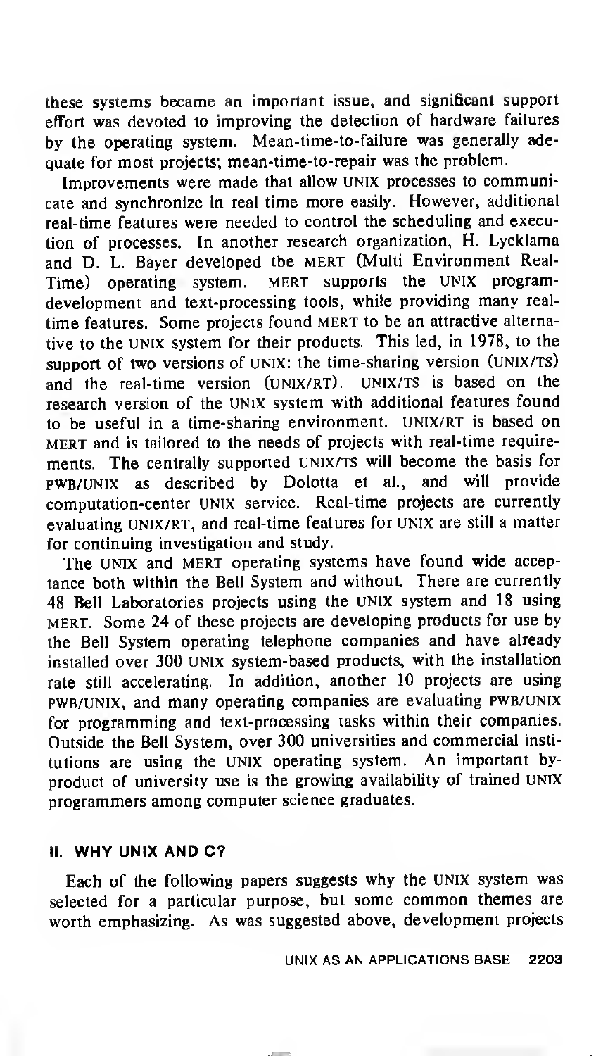these systems became an important issue, and significant support effort was devoted to improving the detection of hardware failures by the operating system. Mean-time-to-failure was generally adequate for most projects; mean-time-to-repair was the problem.

Improvements were made that allow UNIX processes to communicate and synchronize in real time more easily. However, additional real-time features were needed to control the scheduling and execution of processes. In another research organization, H. Lycklama and D. L. Bayer developed the MERT (Multi Environment Real-Time) operating system. MERT supports the UNIX program-development and text-processing tools, while providing many real-time features. Some projects found MERT to be an attractive alternative to the UNIX system for their products. This led, in 1978, to the support of two versions of UNIX: the time-sharing version (UNIX/TS) and the real-time version (UNIX/RT). UNIX/TS is based on the research version of the UNIX system with additional features found to be useful in a time-sharing environment. UNIX/RT is based on MERT and is tailored to the needs of projects with real-time requirements. The centrally supported UNIX/TS will become the basis for PWB/UNIX as described by Dolotta et al., and will provide computation-center UNIX service. Real-time projects are currently evaluating UNIX/RT, and real-time features for UNIX are still a matter for continuing investigation and study.

The UNIX and MERT operating systems have found wide acceptance both within the Bell System and without. There are currently 48 Bell Laboratories projects using the UNIX system and 18 using MERT. Some 24 of these projects are developing products for use by the Bell System operating telephone companies and have already installed over 300 UNIX system-based products, with the installation rate still accelerating. In addition, another 10 projects are using PWB/UNIX, and many operating companies are evaluating PWB/UNIX for programming and text-processing tasks within their companies. Outside the Bell System, over 300 universities and commercial institutions are using the UNIX operating system. An important by-product of university use is the growing availability of trained UNIX programmers among computer science graduates.

## II. WHY UNIX AND C?

Each of the following papers suggests why the UNIX system was selected for a particular purpose, but some common themes are worth emphasizing. As was suggested above, development projects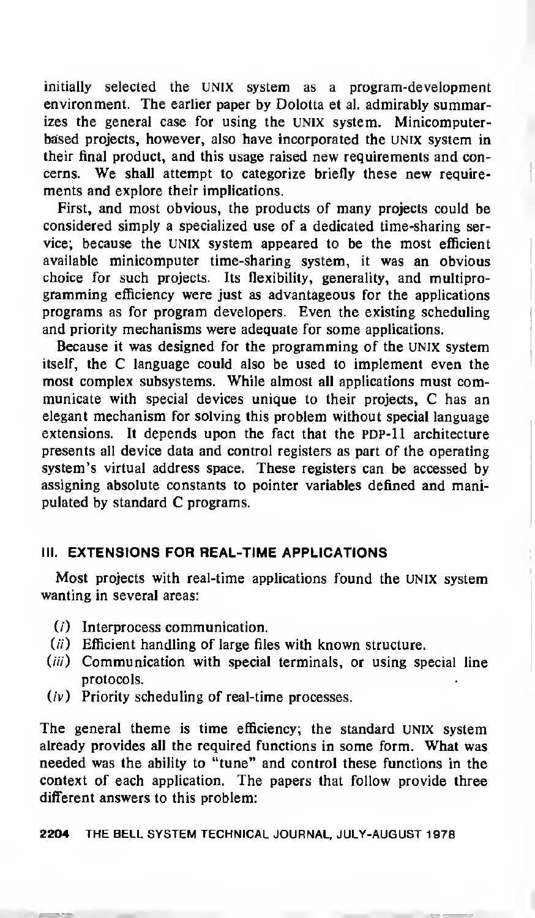initially selected the UNIX system as a program-development environment. The earlier paper by Dolotta et al. admirably summarizes the general case for using the UNIX system. Minicomputer-based projects, however, also have incorporated the UNIX system in their final product, and this usage raised new requirements and concerns. We shall attempt to categorize briefly these new requirements and explore their implications.

First, and most obvious, the products of many projects could be considered simply a specialized use of a dedicated time-sharing service; because the UNIX system appeared to be the most efficient available minicomputer time-sharing system, it was an obvious choice for such projects. Its flexibility, generality, and multiprogramming efficiency were just as advantageous for the applications programs as for program developers. Even the existing scheduling and priority mechanisms were adequate for some applications.

Because it was designed for the programming of the UNIX system itself, the C language could also be used to implement even the most complex subsystems. While almost all applications must communicate with special devices unique to their projects, C has an elegant mechanism for solving this problem without special language extensions. It depends upon the fact that the PDP-11 architecture presents all device data and control registers as part of the operating system's virtual address space. These registers can be accessed by assigning absolute constants to pointer variables defined and manipulated by standard C programs.

## III. EXTENSIONS FOR REAL-TIME APPLICATIONS

Most projects with real-time applications found the UNIX system wanting in several areas:

(*i*) Interprocess communication.
(*ii*) Efficient handling of large files with known structure.
(*iii*) Communication with special terminals, or using special line protocols.
(*iv*) Priority scheduling of real-time processes.

The general theme is time efficiency; the standard UNIX system already provides all the required functions in some form. What was needed was the ability to "tune" and control these functions in the context of each application. The papers that follow provide three different answers to this problem: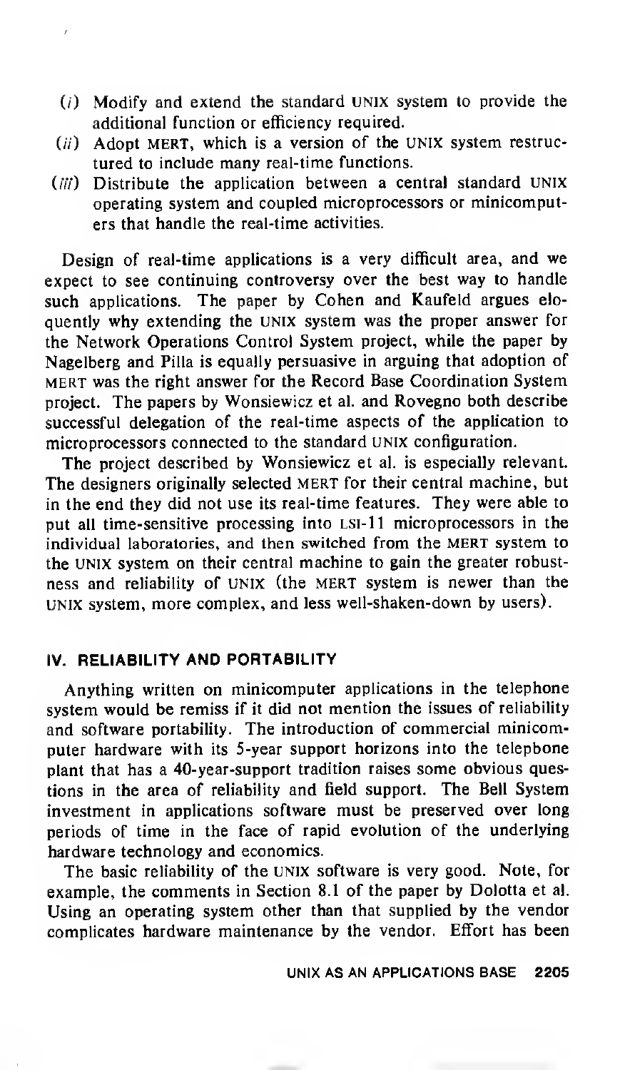(*i*) Modify and extend the standard UNIX system to provide the additional function or efficiency required.

(*ii*) Adopt MERT, which is a version of the UNIX system restructured to include many real-time functions.

(*iii*) Distribute the application between a central standard UNIX operating system and coupled microprocessors or minicomputers that handle the real-time activities.

Design of real-time applications is a very difficult area, and we expect to see continuing controversy over the best way to handle such applications. The paper by Cohen and Kaufeld argues eloquently why extending the UNIX system was the proper answer for the Network Operations Control System project, while the paper by Nagelberg and Pilla is equally persuasive in arguing that adoption of MERT was the right answer for the Record Base Coordination System project. The papers by Wonsiewicz et al. and Rovegno both describe successful delegation of the real-time aspects of the application to microprocessors connected to the standard UNIX configuration.

The project described by Wonsiewicz et al. is especially relevant. The designers originally selected MERT for their central machine, but in the end they did not use its real-time features. They were able to put all time-sensitive processing into LSI-11 microprocessors in the individual laboratories, and then switched from the MERT system to the UNIX system on their central machine to gain the greater robustness and reliability of UNIX (the MERT system is newer than the UNIX system, more complex, and less well-shaken-down by users).

## IV. RELIABILITY AND PORTABILITY

Anything written on minicomputer applications in the telephone system would be remiss if it did not mention the issues of reliability and software portability. The introduction of commercial minicomputer hardware with its 5-year support horizons into the telepbone plant that has a 40-year-support tradition raises some obvious questions in the area of reliability and field support. The Bell System investment in applications software must be preserved over long periods of time in the face of rapid evolution of the underlying hardware technology and economics.

The basic reliability of the UNIX software is very good. Note, for example, the comments in Section 8.1 of the paper by Dolotta et al. Using an operating system other than that supplied by the vendor complicates hardware maintenance by the vendor. Effort has been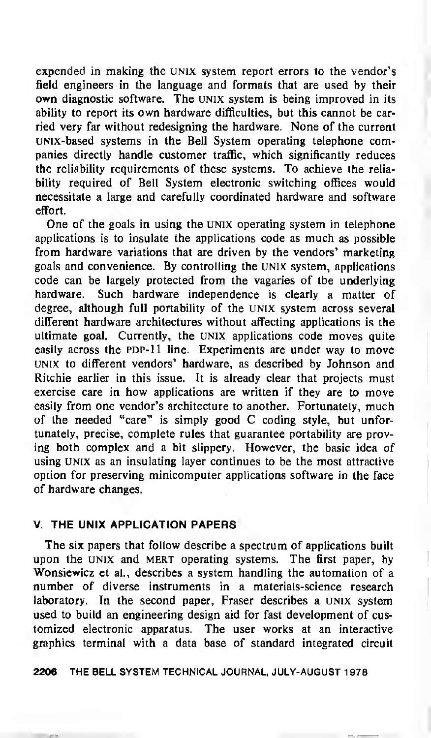expended in making the UNIX system report errors to the vendor's field engineers in the language and formats that are used by their own diagnostic software. The UNIX system is being improved in its ability to report its own hardware difficulties, but this cannot be carried very far without redesigning the hardware. None of the current UNIX-based systems in the Bell System operating telephone companies directly handle customer traffic, which significantly reduces the reliability requirements of these systems. To achieve the reliability required of Bell System electronic switching offices would necessitate a large and carefully coordinated hardware and software effort.

One of the goals in using the UNIX operating system in telephone applications is to insulate the applications code as much as possible from hardware variations that are driven by the vendors' marketing goals and convenience. By controlling the UNIX system, applications code can be largely protected from the vagaries of tbe underlying hardware. Such hardware independence is clearly a matter of degree, although full portability of the UNIX system across several different hardware architectures without affecting applications is the ultimate goal. Currently, the UNIX applications code moves quite easily across the PDP-11 line. Experiments are under way to move UNIX to different vendors' hardware, as described by Johnson and Ritchie earlier in this issue. It is already clear that projects must exercise care in how applications are written if they are to move easily from one vendor's architecture to another. Fortunately, much of the needed "care" is simply good C coding style, but unfortunately, precise, complete rules that guarantee portability are proving both complex and a bit slippery. However, the basic idea of using UNIX as an insulating layer continues to be the most attractive option for preserving minicomputer applications software in the face of hardware changes.

## V. THE UNIX APPLICATION PAPERS

The six papers that follow describe a spectrum of applications built upon the UNIX and MERT operating systems. The first paper, by Wonsiewicz et al., describes a system handling the automation of a number of diverse instruments in a materials-science research laboratory. In the second paper, Fraser describes a UNIX system used to build an engineering design aid for fast development of customized electronic apparatus. The user works at an interactive graphics terminal with a data base of standard integrated circuit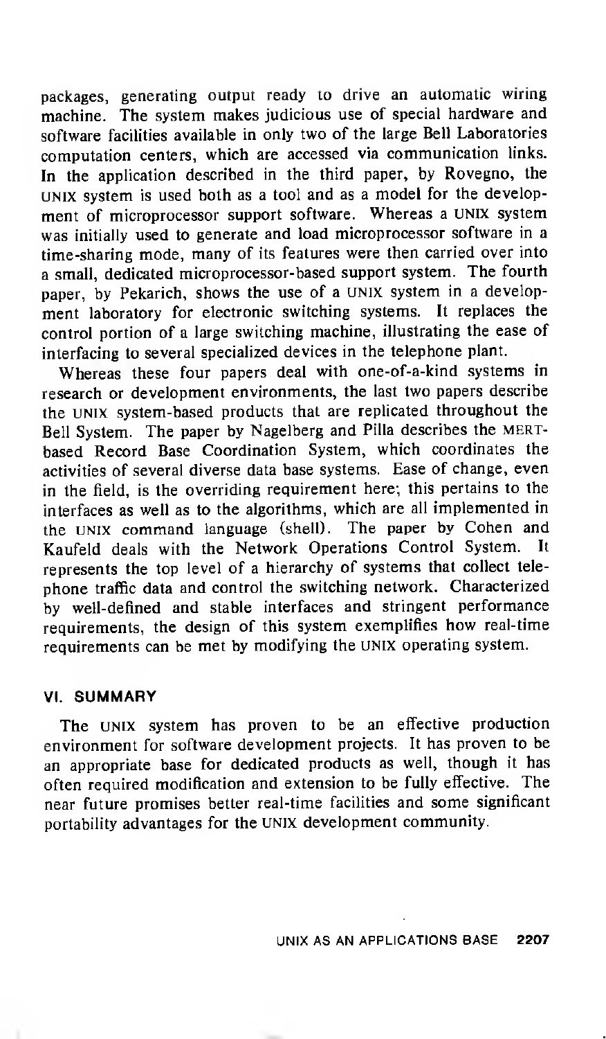packages, generating output ready to drive an automatic wiring machine. The system makes judicious use of special hardware and software facilities available in only two of the large Bell Laboratories computation centers, which are accessed via communication links. In the application described in the third paper, by Rovegno, the UNIX system is used both as a tool and as a model for the development of microprocessor support software. Whereas a UNIX system was initially used to generate and load microprocessor software in a time-sharing mode, many of its features were then carried over into a small, dedicated microprocessor-based support system. The fourth paper, by Pekarich, shows the use of a UNIX system in a development laboratory for electronic switching systems. It replaces the control portion of a large switching machine, illustrating the ease of interfacing to several specialized devices in the telephone plant.

Whereas these four papers deal with one-of-a-kind systems in research or development environments, the last two papers describe the UNIX system-based products that are replicated throughout the Bell System. The paper by Nagelberg and Pilla describes the MERT-based Record Base Coordination System, which coordinates the activities of several diverse data base systems. Ease of change, even in the field, is the overriding requirement here; this pertains to the interfaces as well as to the algorithms, which are all implemented in the UNIX command language (shell). The paper by Cohen and Kaufeld deals with the Network Operations Control System. It represents the top level of a hierarchy of systems that collect telephone traffic data and control the switching network. Characterized by well-defined and stable interfaces and stringent performance requirements, the design of this system exemplifies how real-time requirements can be met by modifying the UNIX operating system.

## VI. SUMMARY

The UNIX system has proven to be an effective production environment for software development projects. It has proven to be an appropriate base for dedicated products as well, though it has often required modification and extension to be fully effective. The near future promises better real-time facilities and some significant portability advantages for the UNIX development community.